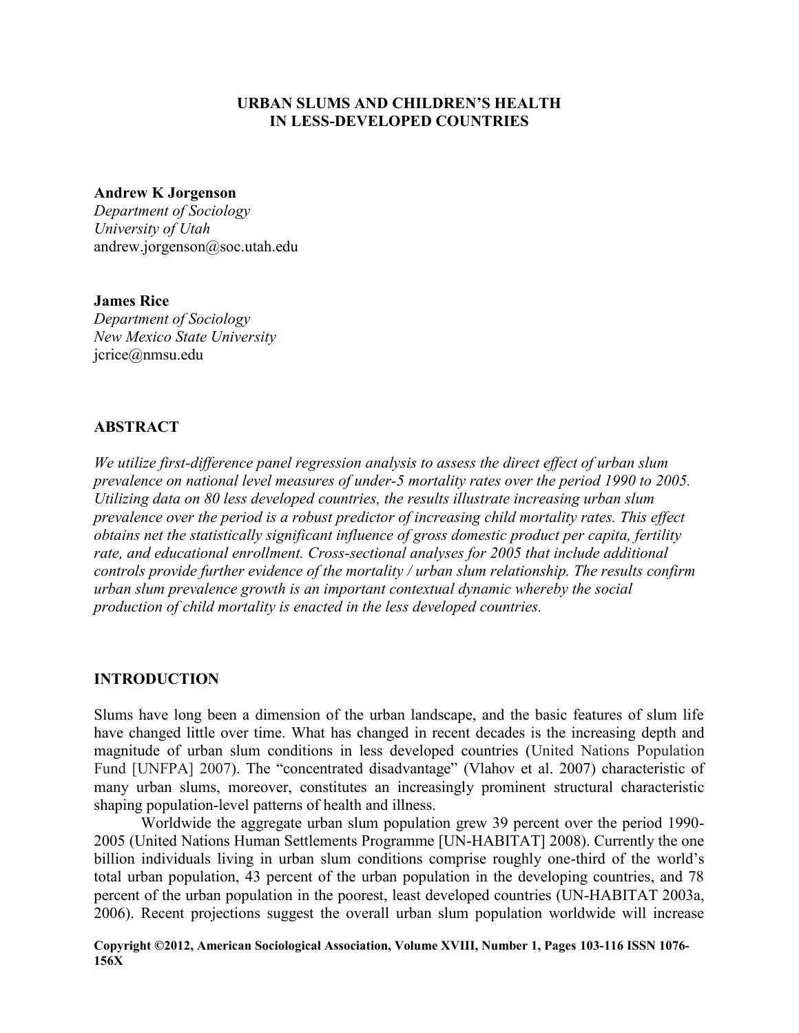# URBAN SLUMS AND CHILDREN'S HEALTH IN LESS-DEVELOPED COUNTRIES

**Andrew K Jorgenson**
*Department of Sociology*
*University of Utah*
andrew.jorgenson@soc.utah.edu

**James Rice**
*Department of Sociology*
*New Mexico State University*
jcrice@nmsu.edu

## ABSTRACT

*We utilize first-difference panel regression analysis to assess the direct effect of urban slum prevalence on national level measures of under-5 mortality rates over the period 1990 to 2005. Utilizing data on 80 less developed countries, the results illustrate increasing urban slum prevalence over the period is a robust predictor of increasing child mortality rates. This effect obtains net the statistically significant influence of gross domestic product per capita, fertility rate, and educational enrollment. Cross-sectional analyses for 2005 that include additional controls provide further evidence of the mortality / urban slum relationship. The results confirm urban slum prevalence growth is an important contextual dynamic whereby the social production of child mortality is enacted in the less developed countries.*

## INTRODUCTION

Slums have long been a dimension of the urban landscape, and the basic features of slum life have changed little over time. What has changed in recent decades is the increasing depth and magnitude of urban slum conditions in less developed countries (United Nations Population Fund [UNFPA] 2007). The "concentrated disadvantage" (Vlahov et al. 2007) characteristic of many urban slums, moreover, constitutes an increasingly prominent structural characteristic shaping population-level patterns of health and illness.

Worldwide the aggregate urban slum population grew 39 percent over the period 1990-2005 (United Nations Human Settlements Programme [UN-HABITAT] 2008). Currently the one billion individuals living in urban slum conditions comprise roughly one-third of the world's total urban population, 43 percent of the urban population in the developing countries, and 78 percent of the urban population in the poorest, least developed countries (UN-HABITAT 2003a, 2006). Recent projections suggest the overall urban slum population worldwide will increase

**Copyright ©2012, American Sociological Association, Volume XVIII, Number 1, Pages 103-116 ISSN 1076-156X**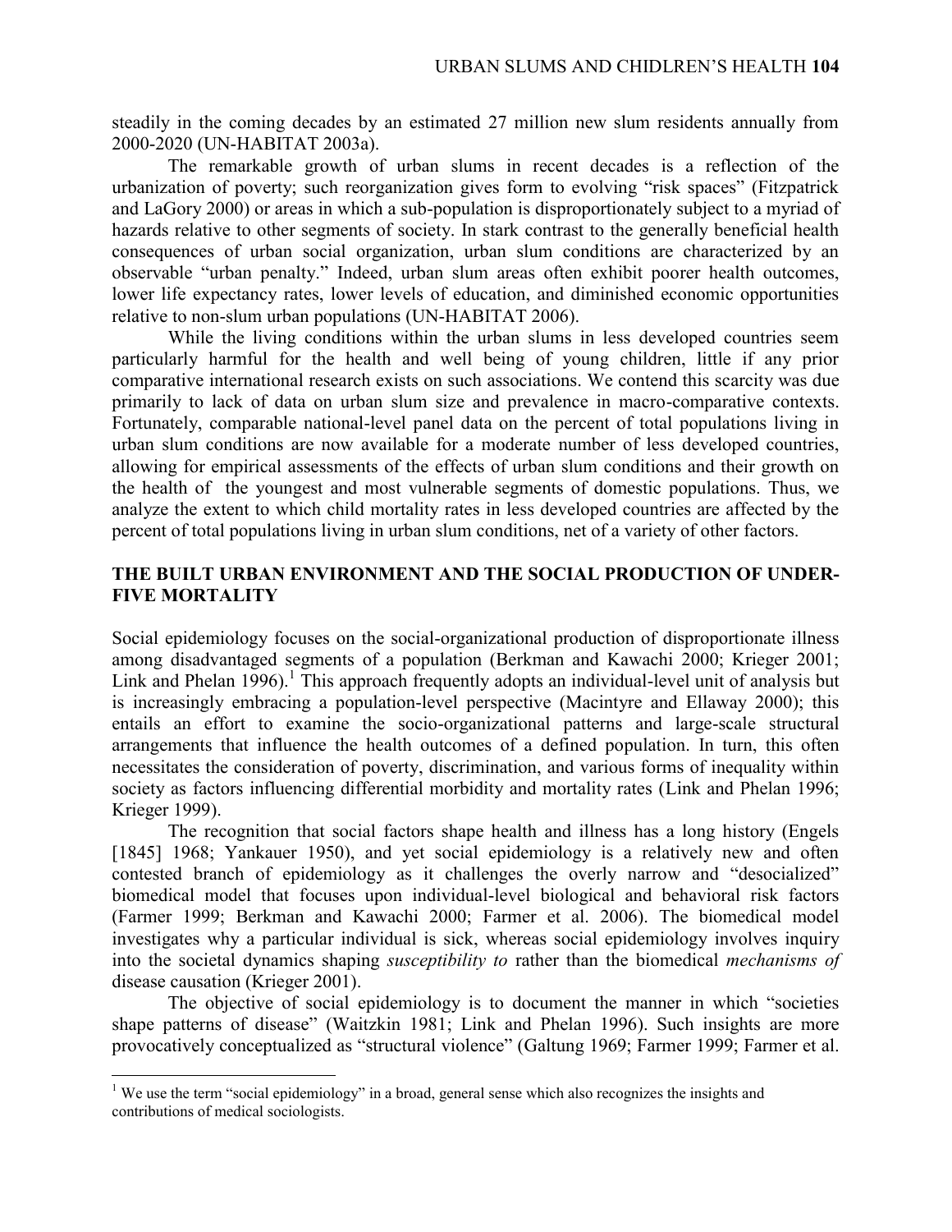steadily in the coming decades by an estimated 27 million new slum residents annually from 2000-2020 (UN-HABITAT 2003a).

The remarkable growth of urban slums in recent decades is a reflection of the urbanization of poverty; such reorganization gives form to evolving "risk spaces" (Fitzpatrick and LaGory 2000) or areas in which a sub-population is disproportionately subject to a myriad of hazards relative to other segments of society. In stark contrast to the generally beneficial health consequences of urban social organization, urban slum conditions are characterized by an observable "urban penalty." Indeed, urban slum areas often exhibit poorer health outcomes, lower life expectancy rates, lower levels of education, and diminished economic opportunities relative to non-slum urban populations (UN-HABITAT 2006).

While the living conditions within the urban slums in less developed countries seem particularly harmful for the health and well being of young children, little if any prior comparative international research exists on such associations. We contend this scarcity was due primarily to lack of data on urban slum size and prevalence in macro-comparative contexts. Fortunately, comparable national-level panel data on the percent of total populations living in urban slum conditions are now available for a moderate number of less developed countries, allowing for empirical assessments of the effects of urban slum conditions and their growth on the health of the youngest and most vulnerable segments of domestic populations. Thus, we analyze the extent to which child mortality rates in less developed countries are affected by the percent of total populations living in urban slum conditions, net of a variety of other factors.

## THE BUILT URBAN ENVIRONMENT AND THE SOCIAL PRODUCTION OF UNDER-FIVE MORTALITY

Social epidemiology focuses on the social-organizational production of disproportionate illness among disadvantaged segments of a population (Berkman and Kawachi 2000; Krieger 2001; Link and Phelan 1996).[1] This approach frequently adopts an individual-level unit of analysis but is increasingly embracing a population-level perspective (Macintyre and Ellaway 2000); this entails an effort to examine the socio-organizational patterns and large-scale structural arrangements that influence the health outcomes of a defined population. In turn, this often necessitates the consideration of poverty, discrimination, and various forms of inequality within society as factors influencing differential morbidity and mortality rates (Link and Phelan 1996; Krieger 1999).

The recognition that social factors shape health and illness has a long history (Engels [1845] 1968; Yankauer 1950), and yet social epidemiology is a relatively new and often contested branch of epidemiology as it challenges the overly narrow and "desocialized" biomedical model that focuses upon individual-level biological and behavioral risk factors (Farmer 1999; Berkman and Kawachi 2000; Farmer et al. 2006). The biomedical model investigates why a particular individual is sick, whereas social epidemiology involves inquiry into the societal dynamics shaping *susceptibility to* rather than the biomedical *mechanisms of* disease causation (Krieger 2001).

The objective of social epidemiology is to document the manner in which "societies shape patterns of disease" (Waitzkin 1981; Link and Phelan 1996). Such insights are more provocatively conceptualized as "structural violence" (Galtung 1969; Farmer 1999; Farmer et al.

[1] We use the term "social epidemiology" in a broad, general sense which also recognizes the insights and contributions of medical sociologists.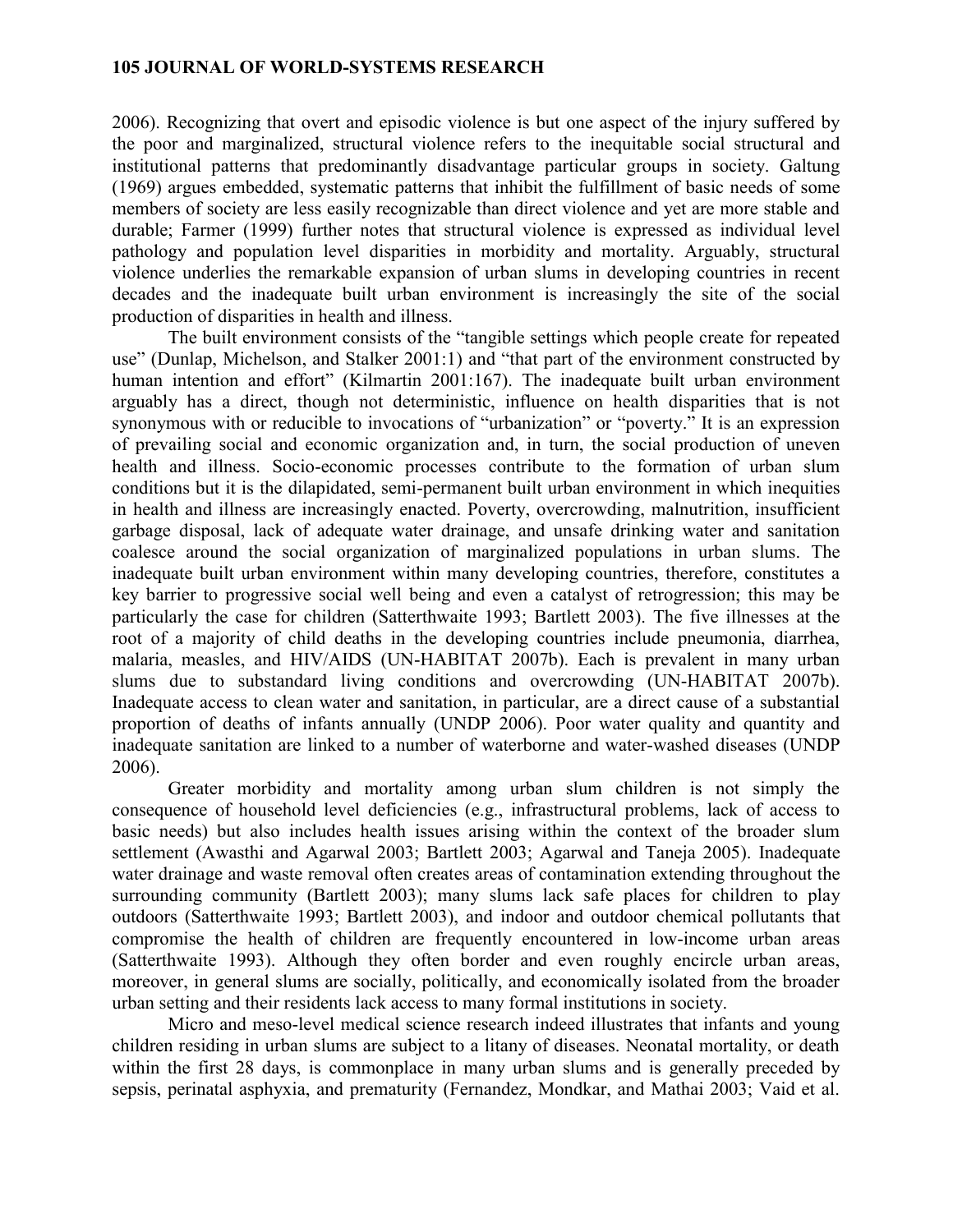2006). Recognizing that overt and episodic violence is but one aspect of the injury suffered by the poor and marginalized, structural violence refers to the inequitable social structural and institutional patterns that predominantly disadvantage particular groups in society. Galtung (1969) argues embedded, systematic patterns that inhibit the fulfillment of basic needs of some members of society are less easily recognizable than direct violence and yet are more stable and durable; Farmer (1999) further notes that structural violence is expressed as individual level pathology and population level disparities in morbidity and mortality. Arguably, structural violence underlies the remarkable expansion of urban slums in developing countries in recent decades and the inadequate built urban environment is increasingly the site of the social production of disparities in health and illness.

The built environment consists of the "tangible settings which people create for repeated use" (Dunlap, Michelson, and Stalker 2001:1) and "that part of the environment constructed by human intention and effort" (Kilmartin 2001:167). The inadequate built urban environment arguably has a direct, though not deterministic, influence on health disparities that is not synonymous with or reducible to invocations of "urbanization" or "poverty." It is an expression of prevailing social and economic organization and, in turn, the social production of uneven health and illness. Socio-economic processes contribute to the formation of urban slum conditions but it is the dilapidated, semi-permanent built urban environment in which inequities in health and illness are increasingly enacted. Poverty, overcrowding, malnutrition, insufficient garbage disposal, lack of adequate water drainage, and unsafe drinking water and sanitation coalesce around the social organization of marginalized populations in urban slums. The inadequate built urban environment within many developing countries, therefore, constitutes a key barrier to progressive social well being and even a catalyst of retrogression; this may be particularly the case for children (Satterthwaite 1993; Bartlett 2003). The five illnesses at the root of a majority of child deaths in the developing countries include pneumonia, diarrhea, malaria, measles, and HIV/AIDS (UN-HABITAT 2007b). Each is prevalent in many urban slums due to substandard living conditions and overcrowding (UN-HABITAT 2007b). Inadequate access to clean water and sanitation, in particular, are a direct cause of a substantial proportion of deaths of infants annually (UNDP 2006). Poor water quality and quantity and inadequate sanitation are linked to a number of waterborne and water-washed diseases (UNDP 2006).

Greater morbidity and mortality among urban slum children is not simply the consequence of household level deficiencies (e.g., infrastructural problems, lack of access to basic needs) but also includes health issues arising within the context of the broader slum settlement (Awasthi and Agarwal 2003; Bartlett 2003; Agarwal and Taneja 2005). Inadequate water drainage and waste removal often creates areas of contamination extending throughout the surrounding community (Bartlett 2003); many slums lack safe places for children to play outdoors (Satterthwaite 1993; Bartlett 2003), and indoor and outdoor chemical pollutants that compromise the health of children are frequently encountered in low-income urban areas (Satterthwaite 1993). Although they often border and even roughly encircle urban areas, moreover, in general slums are socially, politically, and economically isolated from the broader urban setting and their residents lack access to many formal institutions in society.

Micro and meso-level medical science research indeed illustrates that infants and young children residing in urban slums are subject to a litany of diseases. Neonatal mortality, or death within the first 28 days, is commonplace in many urban slums and is generally preceded by sepsis, perinatal asphyxia, and prematurity (Fernandez, Mondkar, and Mathai 2003; Vaid et al.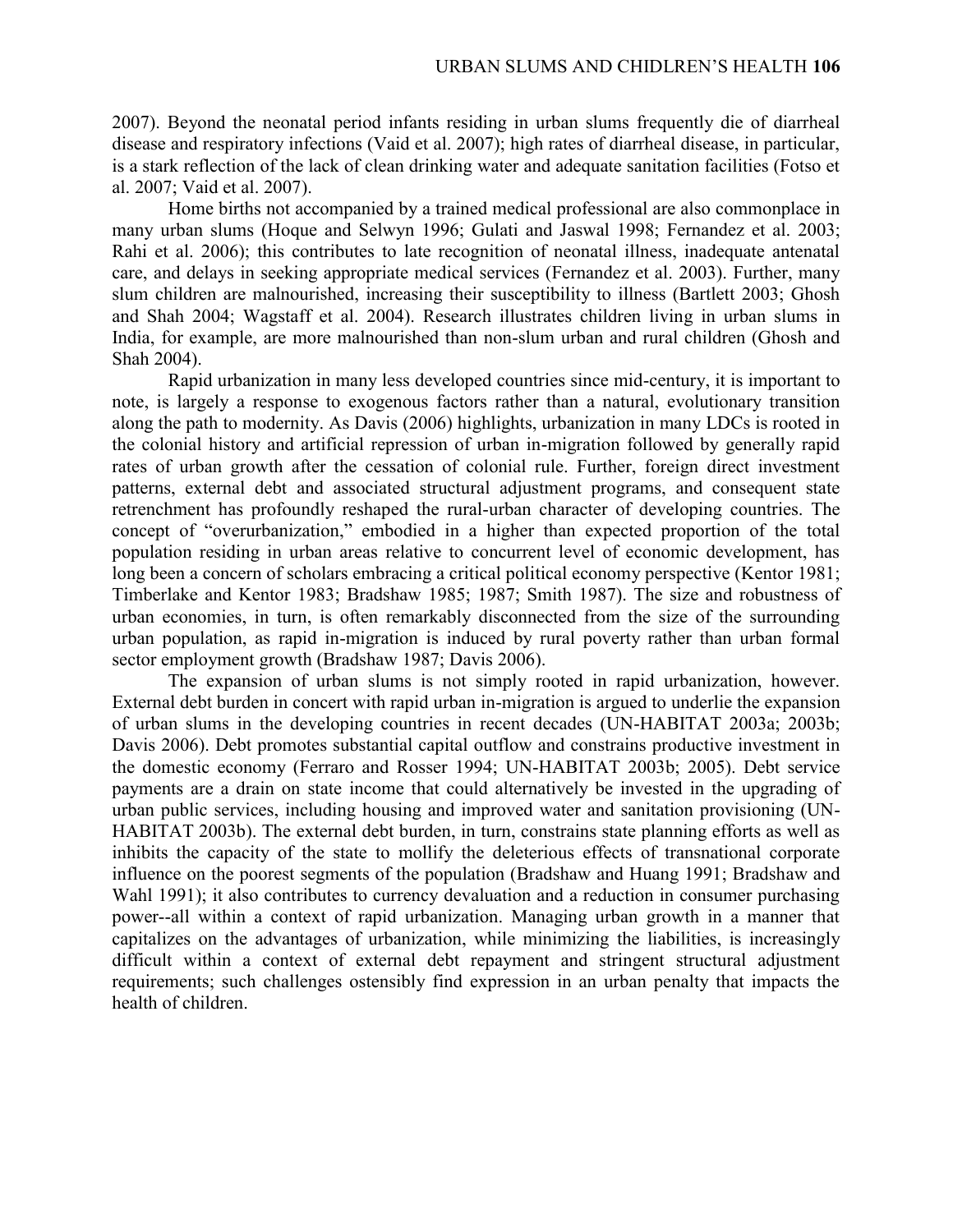2007). Beyond the neonatal period infants residing in urban slums frequently die of diarrheal disease and respiratory infections (Vaid et al. 2007); high rates of diarrheal disease, in particular, is a stark reflection of the lack of clean drinking water and adequate sanitation facilities (Fotso et al. 2007; Vaid et al. 2007).

Home births not accompanied by a trained medical professional are also commonplace in many urban slums (Hoque and Selwyn 1996; Gulati and Jaswal 1998; Fernandez et al. 2003; Rahi et al. 2006); this contributes to late recognition of neonatal illness, inadequate antenatal care, and delays in seeking appropriate medical services (Fernandez et al. 2003). Further, many slum children are malnourished, increasing their susceptibility to illness (Bartlett 2003; Ghosh and Shah 2004; Wagstaff et al. 2004). Research illustrates children living in urban slums in India, for example, are more malnourished than non-slum urban and rural children (Ghosh and Shah 2004).

Rapid urbanization in many less developed countries since mid-century, it is important to note, is largely a response to exogenous factors rather than a natural, evolutionary transition along the path to modernity. As Davis (2006) highlights, urbanization in many LDCs is rooted in the colonial history and artificial repression of urban in-migration followed by generally rapid rates of urban growth after the cessation of colonial rule. Further, foreign direct investment patterns, external debt and associated structural adjustment programs, and consequent state retrenchment has profoundly reshaped the rural-urban character of developing countries. The concept of "overurbanization," embodied in a higher than expected proportion of the total population residing in urban areas relative to concurrent level of economic development, has long been a concern of scholars embracing a critical political economy perspective (Kentor 1981; Timberlake and Kentor 1983; Bradshaw 1985; 1987; Smith 1987). The size and robustness of urban economies, in turn, is often remarkably disconnected from the size of the surrounding urban population, as rapid in-migration is induced by rural poverty rather than urban formal sector employment growth (Bradshaw 1987; Davis 2006).

The expansion of urban slums is not simply rooted in rapid urbanization, however. External debt burden in concert with rapid urban in-migration is argued to underlie the expansion of urban slums in the developing countries in recent decades (UN-HABITAT 2003a; 2003b; Davis 2006). Debt promotes substantial capital outflow and constrains productive investment in the domestic economy (Ferraro and Rosser 1994; UN-HABITAT 2003b; 2005). Debt service payments are a drain on state income that could alternatively be invested in the upgrading of urban public services, including housing and improved water and sanitation provisioning (UN-HABITAT 2003b). The external debt burden, in turn, constrains state planning efforts as well as inhibits the capacity of the state to mollify the deleterious effects of transnational corporate influence on the poorest segments of the population (Bradshaw and Huang 1991; Bradshaw and Wahl 1991); it also contributes to currency devaluation and a reduction in consumer purchasing power--all within a context of rapid urbanization. Managing urban growth in a manner that capitalizes on the advantages of urbanization, while minimizing the liabilities, is increasingly difficult within a context of external debt repayment and stringent structural adjustment requirements; such challenges ostensibly find expression in an urban penalty that impacts the health of children.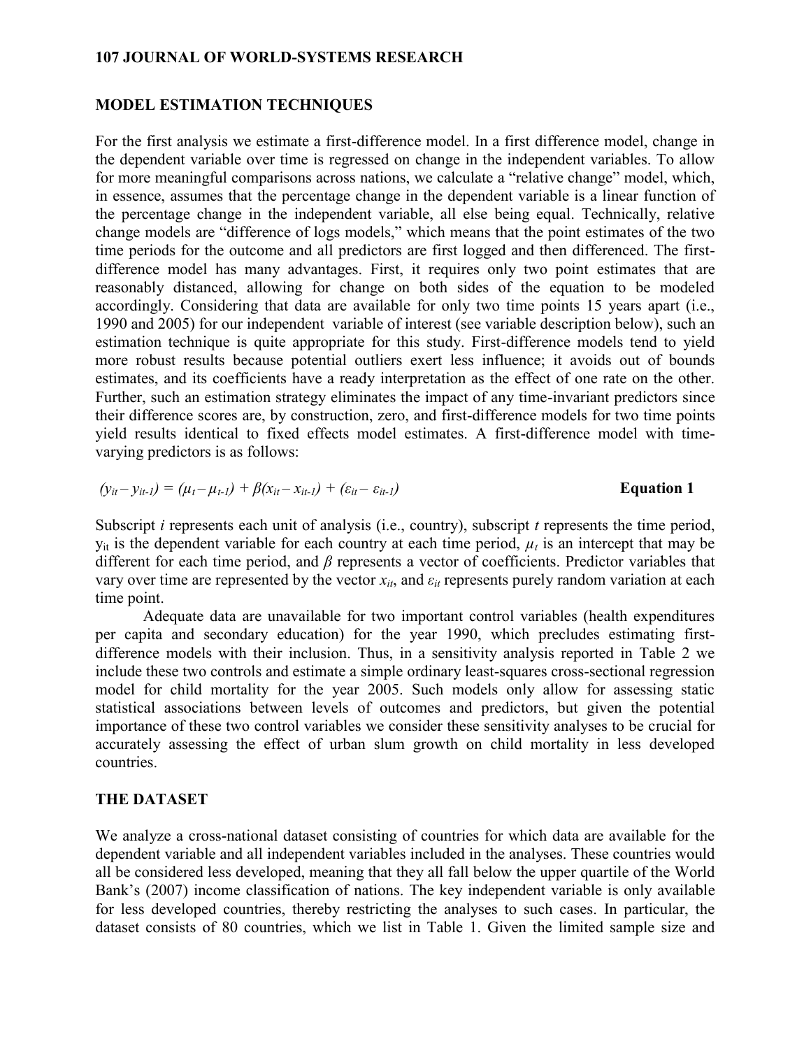## MODEL ESTIMATION TECHNIQUES

For the first analysis we estimate a first-difference model. In a first difference model, change in the dependent variable over time is regressed on change in the independent variables. To allow for more meaningful comparisons across nations, we calculate a "relative change" model, which, in essence, assumes that the percentage change in the dependent variable is a linear function of the percentage change in the independent variable, all else being equal. Technically, relative change models are "difference of logs models," which means that the point estimates of the two time periods for the outcome and all predictors are first logged and then differenced. The first-difference model has many advantages. First, it requires only two point estimates that are reasonably distanced, allowing for change on both sides of the equation to be modeled accordingly. Considering that data are available for only two time points 15 years apart (i.e., 1990 and 2005) for our independent variable of interest (see variable description below), such an estimation technique is quite appropriate for this study. First-difference models tend to yield more robust results because potential outliers exert less influence; it avoids out of bounds estimates, and its coefficients have a ready interpretation as the effect of one rate on the other. Further, such an estimation strategy eliminates the impact of any time-invariant predictors since their difference scores are, by construction, zero, and first-difference models for two time points yield results identical to fixed effects model estimates. A first-difference model with time-varying predictors is as follows:

$$(y_{it} - y_{it-1}) = (\mu_t - \mu_{t-1}) + \beta(x_{it} - x_{it-1}) + (\varepsilon_{it} - \varepsilon_{it-1}) \qquad \textbf{Equation 1}$$

Subscript $i$ represents each unit of analysis (i.e., country), subscript $t$ represents the time period, $y_{it}$ is the dependent variable for each country at each time period, $\mu_t$ is an intercept that may be different for each time period, and $\beta$ represents a vector of coefficients. Predictor variables that vary over time are represented by the vector $x_{it}$, and $\varepsilon_{it}$ represents purely random variation at each time point.

Adequate data are unavailable for two important control variables (health expenditures per capita and secondary education) for the year 1990, which precludes estimating first-difference models with their inclusion. Thus, in a sensitivity analysis reported in Table 2 we include these two controls and estimate a simple ordinary least-squares cross-sectional regression model for child mortality for the year 2005. Such models only allow for assessing static statistical associations between levels of outcomes and predictors, but given the potential importance of these two control variables we consider these sensitivity analyses to be crucial for accurately assessing the effect of urban slum growth on child mortality in less developed countries.

## THE DATASET

We analyze a cross-national dataset consisting of countries for which data are available for the dependent variable and all independent variables included in the analyses. These countries would all be considered less developed, meaning that they all fall below the upper quartile of the World Bank's (2007) income classification of nations. The key independent variable is only available for less developed countries, thereby restricting the analyses to such cases. In particular, the dataset consists of 80 countries, which we list in Table 1. Given the limited sample size and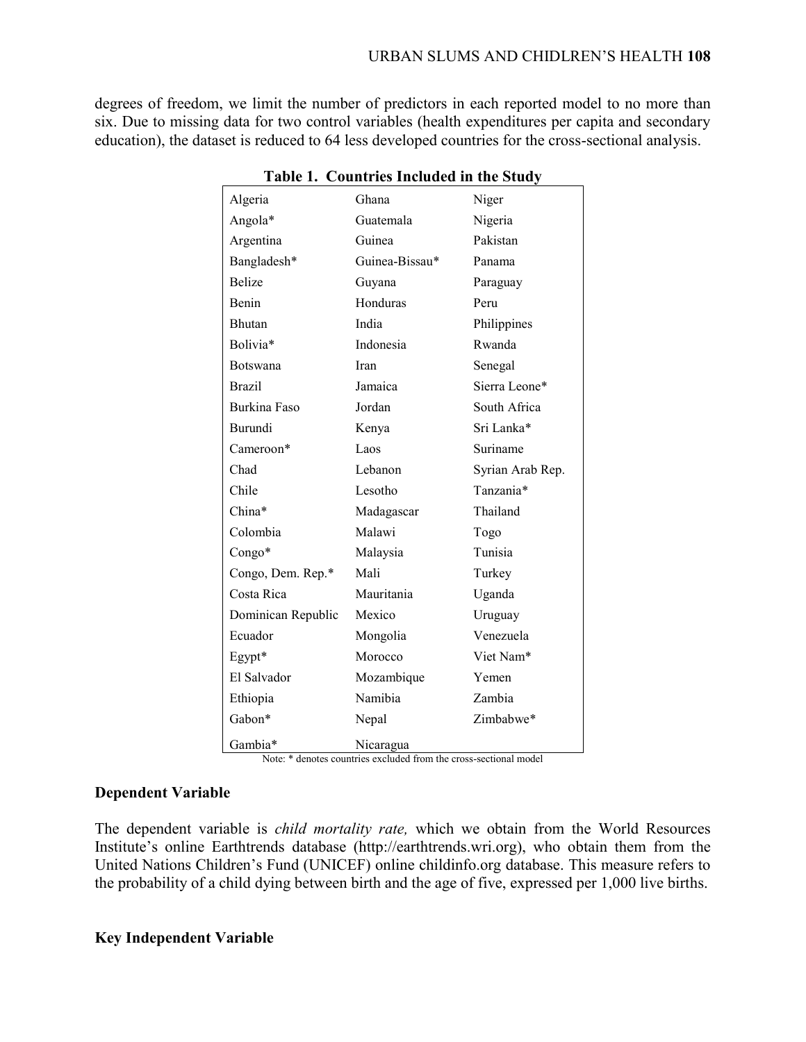degrees of freedom, we limit the number of predictors in each reported model to no more than six. Due to missing data for two control variables (health expenditures per capita and secondary education), the dataset is reduced to 64 less developed countries for the cross-sectional analysis.

**Table 1. Countries Included in the Study**

| | | |
|---|---|---|
| Algeria | Ghana | Niger |
| Angola* | Guatemala | Nigeria |
| Argentina | Guinea | Pakistan |
| Bangladesh* | Guinea-Bissau* | Panama |
| Belize | Guyana | Paraguay |
| Benin | Honduras | Peru |
| Bhutan | India | Philippines |
| Bolivia* | Indonesia | Rwanda |
| Botswana | Iran | Senegal |
| Brazil | Jamaica | Sierra Leone* |
| Burkina Faso | Jordan | South Africa |
| Burundi | Kenya | Sri Lanka* |
| Cameroon* | Laos | Suriname |
| Chad | Lebanon | Syrian Arab Rep. |
| Chile | Lesotho | Tanzania* |
| China* | Madagascar | Thailand |
| Colombia | Malawi | Togo |
| Congo* | Malaysia | Tunisia |
| Congo, Dem. Rep.* | Mali | Turkey |
| Costa Rica | Mauritania | Uganda |
| Dominican Republic | Mexico | Uruguay |
| Ecuador | Mongolia | Venezuela |
| Egypt* | Morocco | Viet Nam* |
| El Salvador | Mozambique | Yemen |
| Ethiopia | Namibia | Zambia |
| Gabon* | Nepal | Zimbabwe* |
| Gambia* | Nicaragua | |

Note: * denotes countries excluded from the cross-sectional model

## Dependent Variable

The dependent variable is *child mortality rate,* which we obtain from the World Resources Institute's online Earthtrends database (http://earthtrends.wri.org), who obtain them from the United Nations Children's Fund (UNICEF) online childinfo.org database. This measure refers to the probability of a child dying between birth and the age of five, expressed per 1,000 live births.

## Key Independent Variable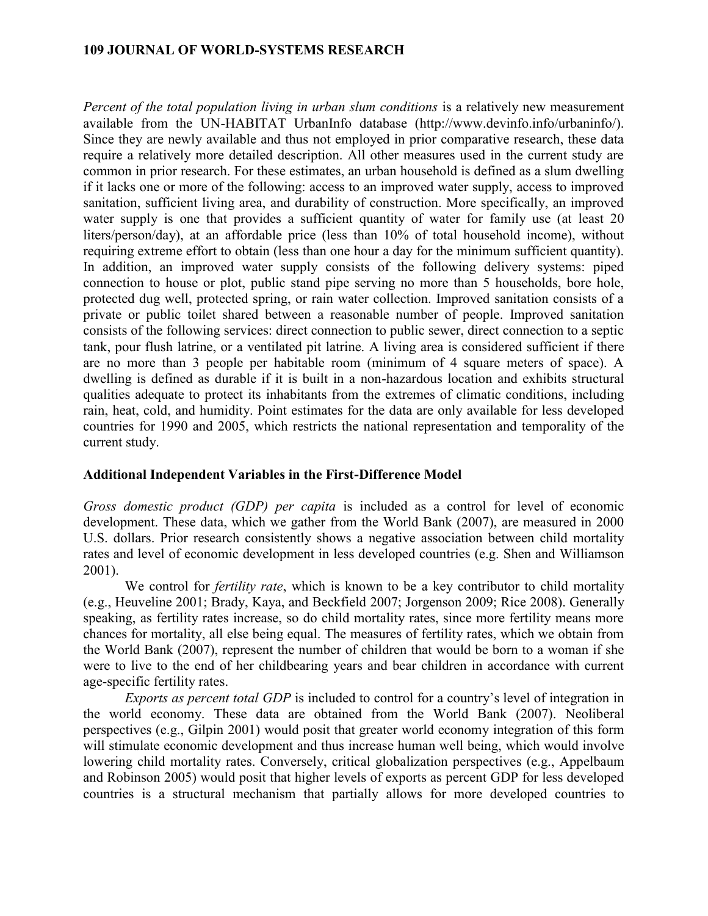*Percent of the total population living in urban slum conditions* is a relatively new measurement available from the UN-HABITAT UrbanInfo database (http://www.devinfo.info/urbaninfo/). Since they are newly available and thus not employed in prior comparative research, these data require a relatively more detailed description. All other measures used in the current study are common in prior research. For these estimates, an urban household is defined as a slum dwelling if it lacks one or more of the following: access to an improved water supply, access to improved sanitation, sufficient living area, and durability of construction. More specifically, an improved water supply is one that provides a sufficient quantity of water for family use (at least 20 liters/person/day), at an affordable price (less than 10% of total household income), without requiring extreme effort to obtain (less than one hour a day for the minimum sufficient quantity). In addition, an improved water supply consists of the following delivery systems: piped connection to house or plot, public stand pipe serving no more than 5 households, bore hole, protected dug well, protected spring, or rain water collection. Improved sanitation consists of a private or public toilet shared between a reasonable number of people. Improved sanitation consists of the following services: direct connection to public sewer, direct connection to a septic tank, pour flush latrine, or a ventilated pit latrine. A living area is considered sufficient if there are no more than 3 people per habitable room (minimum of 4 square meters of space). A dwelling is defined as durable if it is built in a non-hazardous location and exhibits structural qualities adequate to protect its inhabitants from the extremes of climatic conditions, including rain, heat, cold, and humidity. Point estimates for the data are only available for less developed countries for 1990 and 2005, which restricts the national representation and temporality of the current study.

### Additional Independent Variables in the First-Difference Model

*Gross domestic product (GDP) per capita* is included as a control for level of economic development. These data, which we gather from the World Bank (2007), are measured in 2000 U.S. dollars. Prior research consistently shows a negative association between child mortality rates and level of economic development in less developed countries (e.g. Shen and Williamson 2001).

We control for *fertility rate*, which is known to be a key contributor to child mortality (e.g., Heuveline 2001; Brady, Kaya, and Beckfield 2007; Jorgenson 2009; Rice 2008). Generally speaking, as fertility rates increase, so do child mortality rates, since more fertility means more chances for mortality, all else being equal. The measures of fertility rates, which we obtain from the World Bank (2007), represent the number of children that would be born to a woman if she were to live to the end of her childbearing years and bear children in accordance with current age-specific fertility rates.

*Exports as percent total GDP* is included to control for a country's level of integration in the world economy. These data are obtained from the World Bank (2007). Neoliberal perspectives (e.g., Gilpin 2001) would posit that greater world economy integration of this form will stimulate economic development and thus increase human well being, which would involve lowering child mortality rates. Conversely, critical globalization perspectives (e.g., Appelbaum and Robinson 2005) would posit that higher levels of exports as percent GDP for less developed countries is a structural mechanism that partially allows for more developed countries to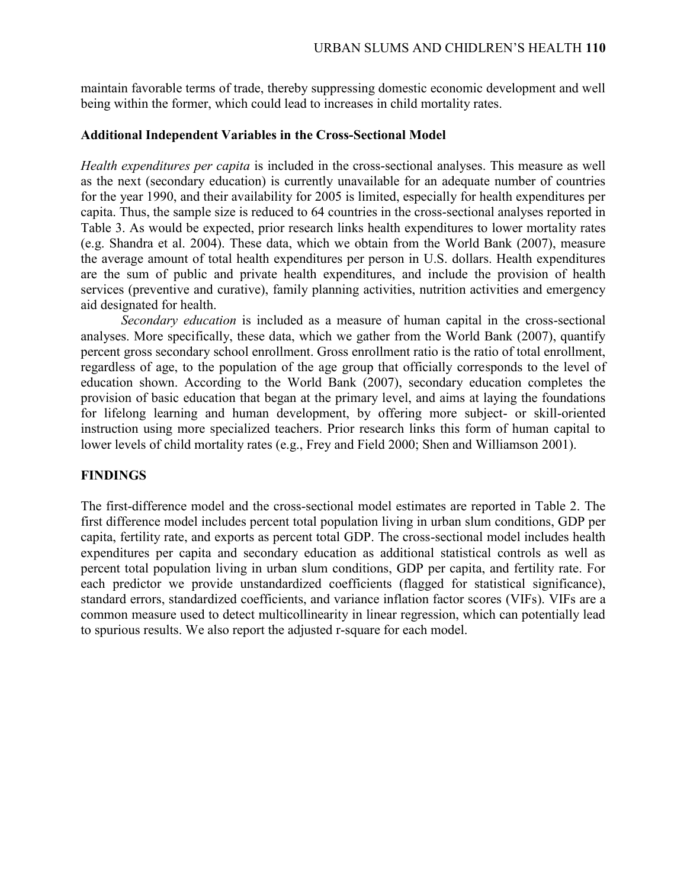maintain favorable terms of trade, thereby suppressing domestic economic development and well being within the former, which could lead to increases in child mortality rates.

### Additional Independent Variables in the Cross-Sectional Model

*Health expenditures per capita* is included in the cross-sectional analyses. This measure as well as the next (secondary education) is currently unavailable for an adequate number of countries for the year 1990, and their availability for 2005 is limited, especially for health expenditures per capita. Thus, the sample size is reduced to 64 countries in the cross-sectional analyses reported in Table 3. As would be expected, prior research links health expenditures to lower mortality rates (e.g. Shandra et al. 2004). These data, which we obtain from the World Bank (2007), measure the average amount of total health expenditures per person in U.S. dollars. Health expenditures are the sum of public and private health expenditures, and include the provision of health services (preventive and curative), family planning activities, nutrition activities and emergency aid designated for health.

*Secondary education* is included as a measure of human capital in the cross-sectional analyses. More specifically, these data, which we gather from the World Bank (2007), quantify percent gross secondary school enrollment. Gross enrollment ratio is the ratio of total enrollment, regardless of age, to the population of the age group that officially corresponds to the level of education shown. According to the World Bank (2007), secondary education completes the provision of basic education that began at the primary level, and aims at laying the foundations for lifelong learning and human development, by offering more subject- or skill-oriented instruction using more specialized teachers. Prior research links this form of human capital to lower levels of child mortality rates (e.g., Frey and Field 2000; Shen and Williamson 2001).

## FINDINGS

The first-difference model and the cross-sectional model estimates are reported in Table 2. The first difference model includes percent total population living in urban slum conditions, GDP per capita, fertility rate, and exports as percent total GDP. The cross-sectional model includes health expenditures per capita and secondary education as additional statistical controls as well as percent total population living in urban slum conditions, GDP per capita, and fertility rate. For each predictor we provide unstandardized coefficients (flagged for statistical significance), standard errors, standardized coefficients, and variance inflation factor scores (VIFs). VIFs are a common measure used to detect multicollinearity in linear regression, which can potentially lead to spurious results. We also report the adjusted r-square for each model.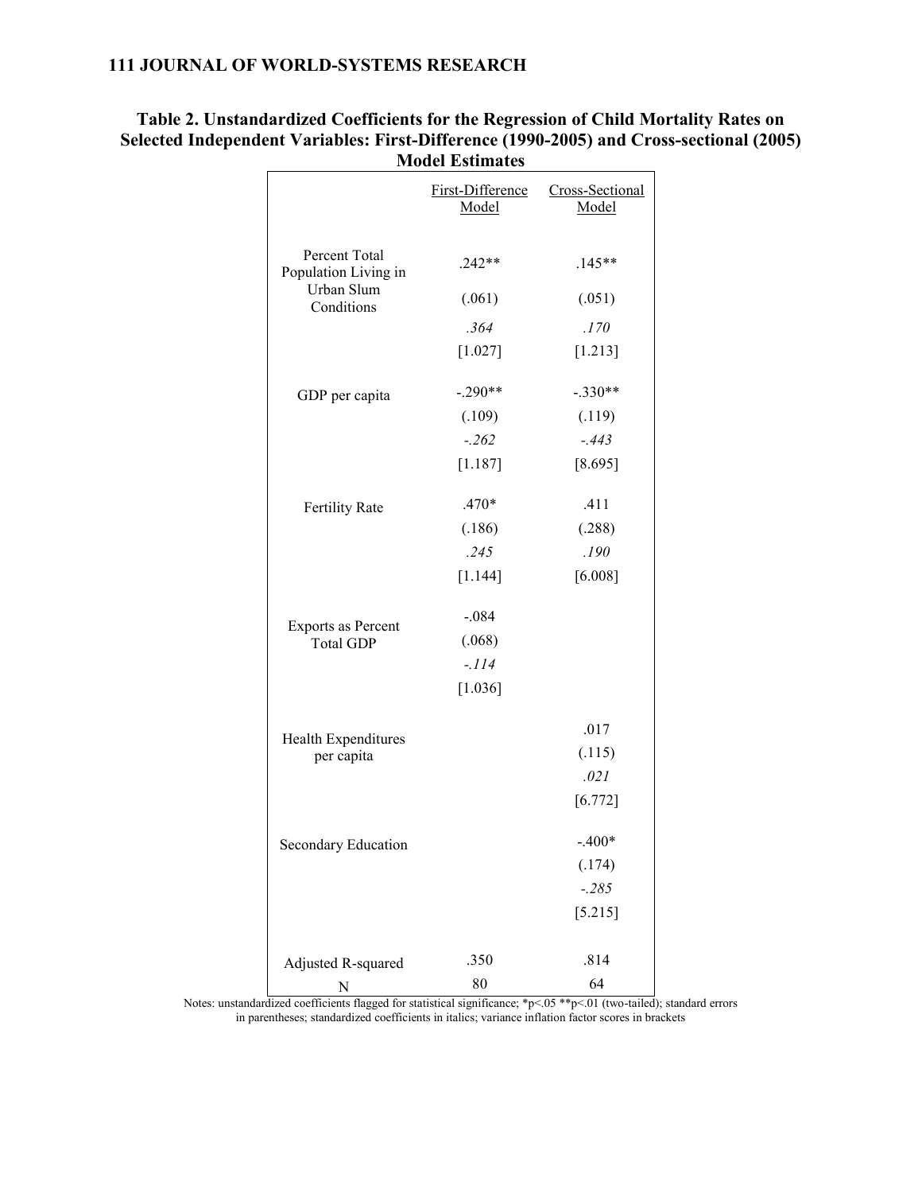**Table 2. Unstandardized Coefficients for the Regression of Child Mortality Rates on Selected Independent Variables: First-Difference (1990-2005) and Cross-sectional (2005) Model Estimates**

| | First-Difference Model | Cross-Sectional Model |
|---|---|---|
| Percent Total Population Living in Urban Slum Conditions | .242** | .145** |
| | (.061) | (.051) |
| | *.364* | *.170* |
| | [1.027] | [1.213] |
| GDP per capita | -.290** | -.330** |
| | (.109) | (.119) |
| | *-.262* | *-.443* |
| | [1.187] | [8.695] |
| Fertility Rate | .470* | .411 |
| | (.186) | (.288) |
| | *.245* | *.190* |
| | [1.144] | [6.008] |
| Exports as Percent Total GDP | -.084 | |
| | (.068) | |
| | *-.114* | |
| | [1.036] | |
| Health Expenditures per capita | | .017 |
| | | (.115) |
| | | *.021* |
| | | [6.772] |
| Secondary Education | | -.400* |
| | | (.174) |
| | | *-.285* |
| | | [5.215] |
| Adjusted R-squared | .350 | .814 |
| N | 80 | 64 |

Notes: unstandardized coefficients flagged for statistical significance; *$p<.05$ **$p<.01$ (two-tailed); standard errors in parentheses; standardized coefficients in italics; variance inflation factor scores in brackets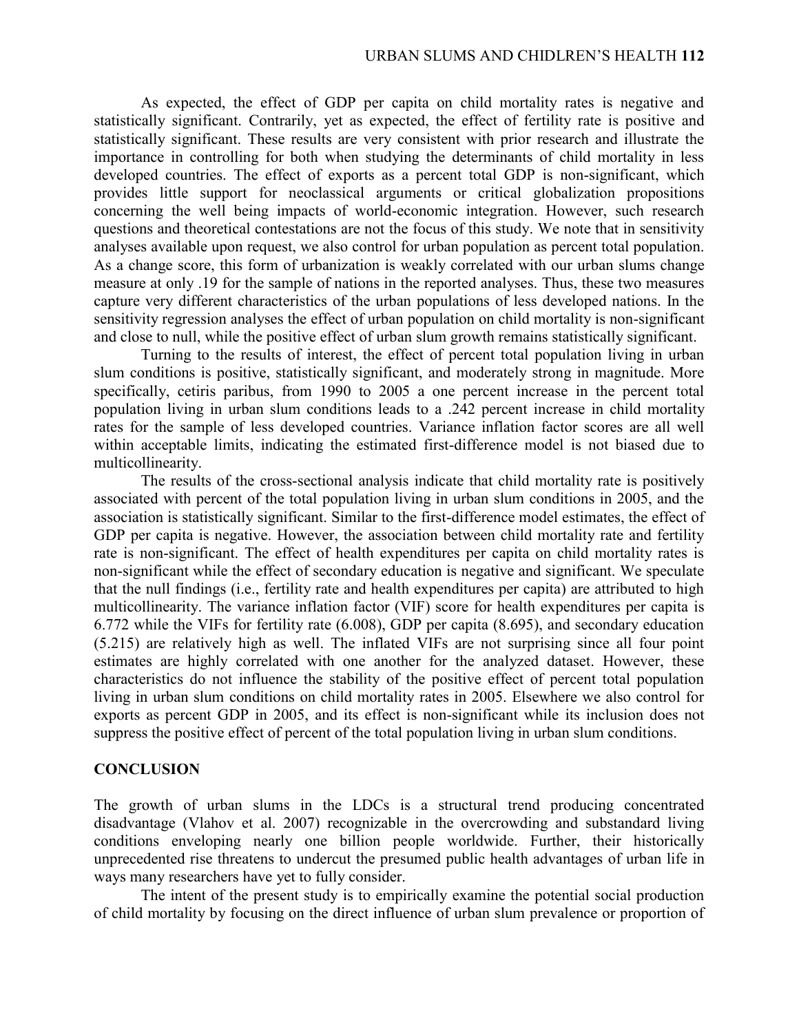As expected, the effect of GDP per capita on child mortality rates is negative and statistically significant. Contrarily, yet as expected, the effect of fertility rate is positive and statistically significant. These results are very consistent with prior research and illustrate the importance in controlling for both when studying the determinants of child mortality in less developed countries. The effect of exports as a percent total GDP is non-significant, which provides little support for neoclassical arguments or critical globalization propositions concerning the well being impacts of world-economic integration. However, such research questions and theoretical contestations are not the focus of this study. We note that in sensitivity analyses available upon request, we also control for urban population as percent total population. As a change score, this form of urbanization is weakly correlated with our urban slums change measure at only .19 for the sample of nations in the reported analyses. Thus, these two measures capture very different characteristics of the urban populations of less developed nations. In the sensitivity regression analyses the effect of urban population on child mortality is non-significant and close to null, while the positive effect of urban slum growth remains statistically significant.

Turning to the results of interest, the effect of percent total population living in urban slum conditions is positive, statistically significant, and moderately strong in magnitude. More specifically, cetiris paribus, from 1990 to 2005 a one percent increase in the percent total population living in urban slum conditions leads to a .242 percent increase in child mortality rates for the sample of less developed countries. Variance inflation factor scores are all well within acceptable limits, indicating the estimated first-difference model is not biased due to multicollinearity.

The results of the cross-sectional analysis indicate that child mortality rate is positively associated with percent of the total population living in urban slum conditions in 2005, and the association is statistically significant. Similar to the first-difference model estimates, the effect of GDP per capita is negative. However, the association between child mortality rate and fertility rate is non-significant. The effect of health expenditures per capita on child mortality rates is non-significant while the effect of secondary education is negative and significant. We speculate that the null findings (i.e., fertility rate and health expenditures per capita) are attributed to high multicollinearity. The variance inflation factor (VIF) score for health expenditures per capita is 6.772 while the VIFs for fertility rate (6.008), GDP per capita (8.695), and secondary education (5.215) are relatively high as well. The inflated VIFs are not surprising since all four point estimates are highly correlated with one another for the analyzed dataset. However, these characteristics do not influence the stability of the positive effect of percent total population living in urban slum conditions on child mortality rates in 2005. Elsewhere we also control for exports as percent GDP in 2005, and its effect is non-significant while its inclusion does not suppress the positive effect of percent of the total population living in urban slum conditions.

## CONCLUSION

The growth of urban slums in the LDCs is a structural trend producing concentrated disadvantage (Vlahov et al. 2007) recognizable in the overcrowding and substandard living conditions enveloping nearly one billion people worldwide. Further, their historically unprecedented rise threatens to undercut the presumed public health advantages of urban life in ways many researchers have yet to fully consider.

The intent of the present study is to empirically examine the potential social production of child mortality by focusing on the direct influence of urban slum prevalence or proportion of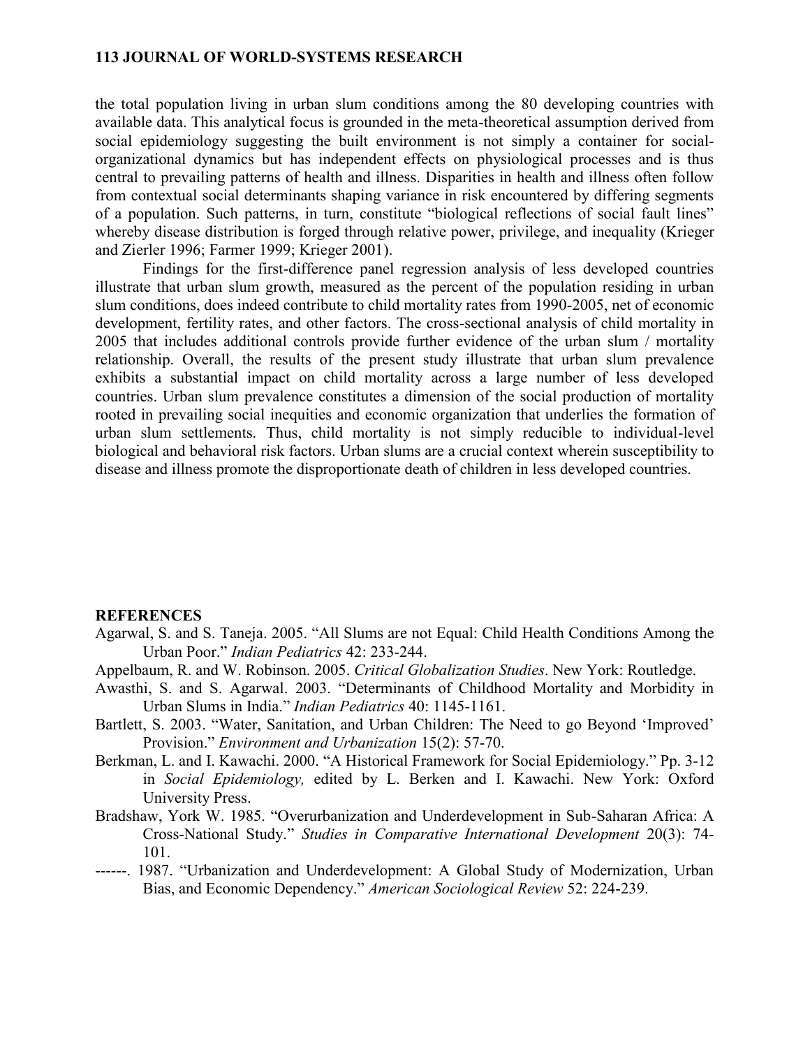the total population living in urban slum conditions among the 80 developing countries with available data. This analytical focus is grounded in the meta-theoretical assumption derived from social epidemiology suggesting the built environment is not simply a container for social-organizational dynamics but has independent effects on physiological processes and is thus central to prevailing patterns of health and illness. Disparities in health and illness often follow from contextual social determinants shaping variance in risk encountered by differing segments of a population. Such patterns, in turn, constitute "biological reflections of social fault lines" whereby disease distribution is forged through relative power, privilege, and inequality (Krieger and Zierler 1996; Farmer 1999; Krieger 2001).

Findings for the first-difference panel regression analysis of less developed countries illustrate that urban slum growth, measured as the percent of the population residing in urban slum conditions, does indeed contribute to child mortality rates from 1990-2005, net of economic development, fertility rates, and other factors. The cross-sectional analysis of child mortality in 2005 that includes additional controls provide further evidence of the urban slum / mortality relationship. Overall, the results of the present study illustrate that urban slum prevalence exhibits a substantial impact on child mortality across a large number of less developed countries. Urban slum prevalence constitutes a dimension of the social production of mortality rooted in prevailing social inequities and economic organization that underlies the formation of urban slum settlements. Thus, child mortality is not simply reducible to individual-level biological and behavioral risk factors. Urban slums are a crucial context wherein susceptibility to disease and illness promote the disproportionate death of children in less developed countries.

## REFERENCES

Agarwal, S. and S. Taneja. 2005. "All Slums are not Equal: Child Health Conditions Among the Urban Poor." *Indian Pediatrics* 42: 233-244.

Appelbaum, R. and W. Robinson. 2005. *Critical Globalization Studies*. New York: Routledge.

Awasthi, S. and S. Agarwal. 2003. "Determinants of Childhood Mortality and Morbidity in Urban Slums in India." *Indian Pediatrics* 40: 1145-1161.

Bartlett, S. 2003. "Water, Sanitation, and Urban Children: The Need to go Beyond 'Improved' Provision." *Environment and Urbanization* 15(2): 57-70.

Berkman, L. and I. Kawachi. 2000. "A Historical Framework for Social Epidemiology." Pp. 3-12 in *Social Epidemiology,* edited by L. Berken and I. Kawachi. New York: Oxford University Press.

Bradshaw, York W. 1985. "Overurbanization and Underdevelopment in Sub-Saharan Africa: A Cross-National Study." *Studies in Comparative International Development* 20(3): 74-101.

------. 1987. "Urbanization and Underdevelopment: A Global Study of Modernization, Urban Bias, and Economic Dependency." *American Sociological Review* 52: 224-239.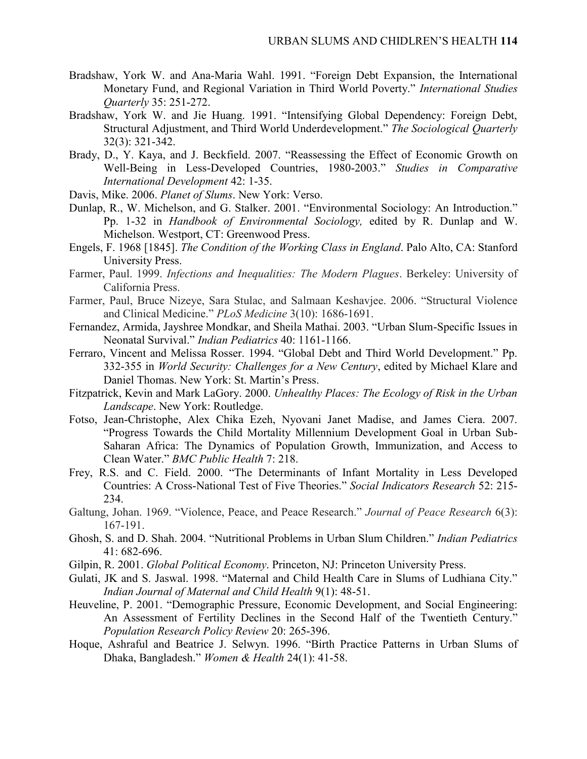Bradshaw, York W. and Ana-Maria Wahl. 1991. "Foreign Debt Expansion, the International Monetary Fund, and Regional Variation in Third World Poverty." *International Studies Quarterly* 35: 251-272.

Bradshaw, York W. and Jie Huang. 1991. "Intensifying Global Dependency: Foreign Debt, Structural Adjustment, and Third World Underdevelopment." *The Sociological Quarterly* 32(3): 321-342.

Brady, D., Y. Kaya, and J. Beckfield. 2007. "Reassessing the Effect of Economic Growth on Well-Being in Less-Developed Countries, 1980-2003." *Studies in Comparative International Development* 42: 1-35.

Davis, Mike. 2006. *Planet of Slums*. New York: Verso.

Dunlap, R., W. Michelson, and G. Stalker. 2001. "Environmental Sociology: An Introduction." Pp. 1-32 in *Handbook of Environmental Sociology,* edited by R. Dunlap and W. Michelson. Westport, CT: Greenwood Press.

Engels, F. 1968 [1845]. *The Condition of the Working Class in England*. Palo Alto, CA: Stanford University Press.

Farmer, Paul. 1999. *Infections and Inequalities: The Modern Plagues*. Berkeley: University of California Press.

Farmer, Paul, Bruce Nizeye, Sara Stulac, and Salmaan Keshavjee. 2006. "Structural Violence and Clinical Medicine." *PLoS Medicine* 3(10): 1686-1691.

Fernandez, Armida, Jayshree Mondkar, and Sheila Mathai. 2003. "Urban Slum-Specific Issues in Neonatal Survival." *Indian Pediatrics* 40: 1161-1166.

Ferraro, Vincent and Melissa Rosser. 1994. "Global Debt and Third World Development." Pp. 332-355 in *World Security: Challenges for a New Century*, edited by Michael Klare and Daniel Thomas. New York: St. Martin's Press.

Fitzpatrick, Kevin and Mark LaGory. 2000. *Unhealthy Places: The Ecology of Risk in the Urban Landscape*. New York: Routledge.

Fotso, Jean-Christophe, Alex Chika Ezeh, Nyovani Janet Madise, and James Ciera. 2007. "Progress Towards the Child Mortality Millennium Development Goal in Urban Sub-Saharan Africa: The Dynamics of Population Growth, Immunization, and Access to Clean Water." *BMC Public Health* 7: 218.

Frey, R.S. and C. Field. 2000. "The Determinants of Infant Mortality in Less Developed Countries: A Cross-National Test of Five Theories." *Social Indicators Research* 52: 215-234.

Galtung, Johan. 1969. "Violence, Peace, and Peace Research." *Journal of Peace Research* 6(3): 167-191.

Ghosh, S. and D. Shah. 2004. "Nutritional Problems in Urban Slum Children." *Indian Pediatrics* 41: 682-696.

Gilpin, R. 2001. *Global Political Economy*. Princeton, NJ: Princeton University Press.

Gulati, JK and S. Jaswal. 1998. "Maternal and Child Health Care in Slums of Ludhiana City." *Indian Journal of Maternal and Child Health* 9(1): 48-51.

Heuveline, P. 2001. "Demographic Pressure, Economic Development, and Social Engineering: An Assessment of Fertility Declines in the Second Half of the Twentieth Century." *Population Research Policy Review* 20: 265-396.

Hoque, Ashraful and Beatrice J. Selwyn. 1996. "Birth Practice Patterns in Urban Slums of Dhaka, Bangladesh." *Women & Health* 24(1): 41-58.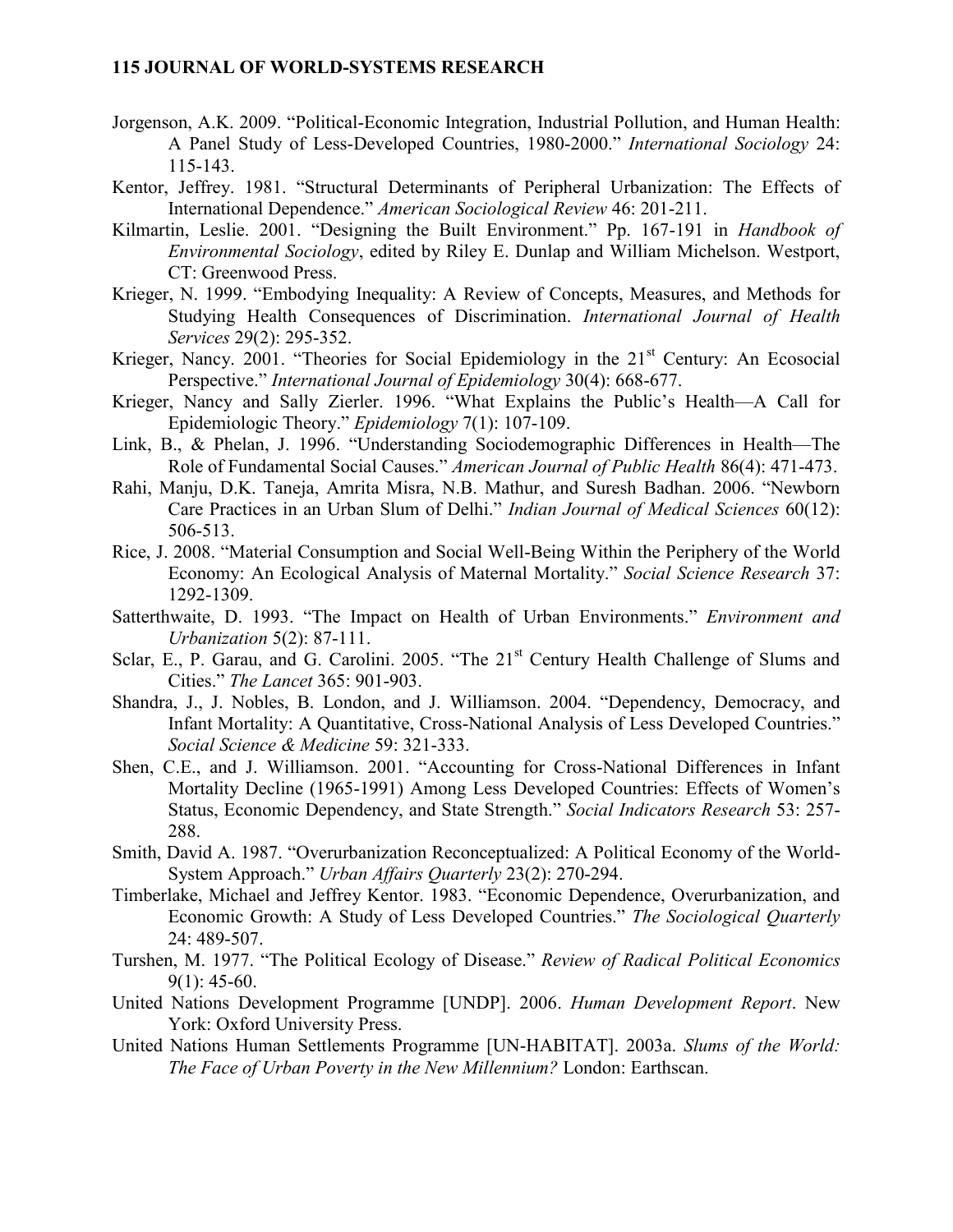Jorgenson, A.K. 2009. "Political-Economic Integration, Industrial Pollution, and Human Health: A Panel Study of Less-Developed Countries, 1980-2000." *International Sociology* 24: 115-143.

Kentor, Jeffrey. 1981. "Structural Determinants of Peripheral Urbanization: The Effects of International Dependence." *American Sociological Review* 46: 201-211.

Kilmartin, Leslie. 2001. "Designing the Built Environment." Pp. 167-191 in *Handbook of Environmental Sociology*, edited by Riley E. Dunlap and William Michelson. Westport, CT: Greenwood Press.

Krieger, N. 1999. "Embodying Inequality: A Review of Concepts, Measures, and Methods for Studying Health Consequences of Discrimination. *International Journal of Health Services* 29(2): 295-352.

Krieger, Nancy. 2001. "Theories for Social Epidemiology in the 21st Century: An Ecosocial Perspective." *International Journal of Epidemiology* 30(4): 668-677.

Krieger, Nancy and Sally Zierler. 1996. "What Explains the Public's Health—A Call for Epidemiologic Theory." *Epidemiology* 7(1): 107-109.

Link, B., & Phelan, J. 1996. "Understanding Sociodemographic Differences in Health—The Role of Fundamental Social Causes." *American Journal of Public Health* 86(4): 471-473.

Rahi, Manju, D.K. Taneja, Amrita Misra, N.B. Mathur, and Suresh Badhan. 2006. "Newborn Care Practices in an Urban Slum of Delhi." *Indian Journal of Medical Sciences* 60(12): 506-513.

Rice, J. 2008. "Material Consumption and Social Well-Being Within the Periphery of the World Economy: An Ecological Analysis of Maternal Mortality." *Social Science Research* 37: 1292-1309.

Satterthwaite, D. 1993. "The Impact on Health of Urban Environments." *Environment and Urbanization* 5(2): 87-111.

Sclar, E., P. Garau, and G. Carolini. 2005. "The 21st Century Health Challenge of Slums and Cities." *The Lancet* 365: 901-903.

Shandra, J., J. Nobles, B. London, and J. Williamson. 2004. "Dependency, Democracy, and Infant Mortality: A Quantitative, Cross-National Analysis of Less Developed Countries." *Social Science & Medicine* 59: 321-333.

Shen, C.E., and J. Williamson. 2001. "Accounting for Cross-National Differences in Infant Mortality Decline (1965-1991) Among Less Developed Countries: Effects of Women's Status, Economic Dependency, and State Strength." *Social Indicators Research* 53: 257-288.

Smith, David A. 1987. "Overurbanization Reconceptualized: A Political Economy of the World-System Approach." *Urban Affairs Quarterly* 23(2): 270-294.

Timberlake, Michael and Jeffrey Kentor. 1983. "Economic Dependence, Overurbanization, and Economic Growth: A Study of Less Developed Countries." *The Sociological Quarterly* 24: 489-507.

Turshen, M. 1977. "The Political Ecology of Disease." *Review of Radical Political Economics* 9(1): 45-60.

United Nations Development Programme [UNDP]. 2006. *Human Development Report*. New York: Oxford University Press.

United Nations Human Settlements Programme [UN-HABITAT]. 2003a. *Slums of the World: The Face of Urban Poverty in the New Millennium?* London: Earthscan.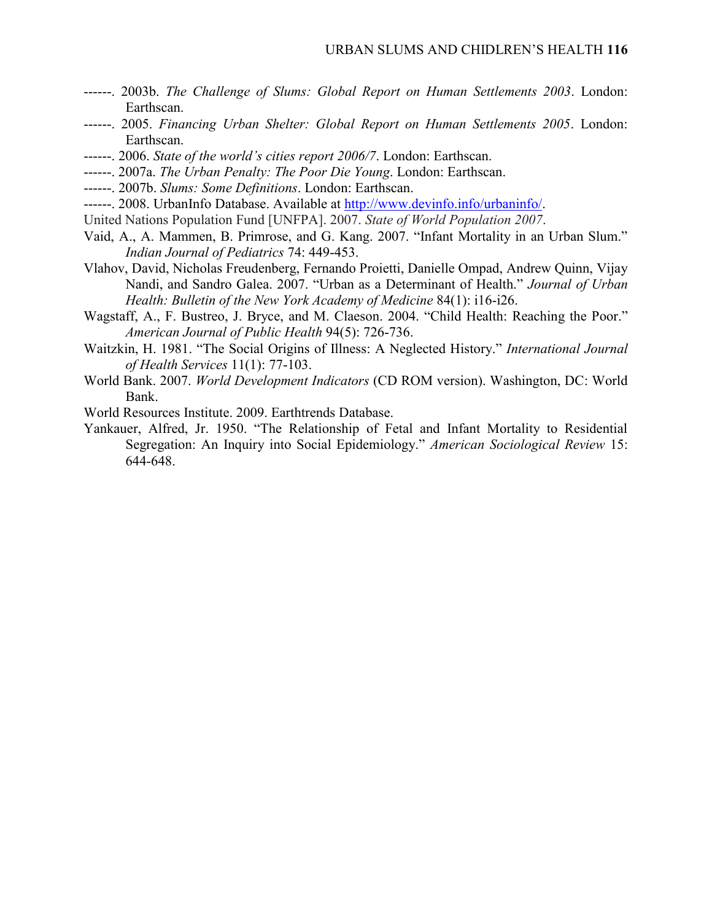------. 2003b. *The Challenge of Slums: Global Report on Human Settlements 2003*. London: Earthscan.

------. 2005. *Financing Urban Shelter: Global Report on Human Settlements 2005*. London: Earthscan.

------. 2006. *State of the world's cities report 2006/7*. London: Earthscan.

------. 2007a. *The Urban Penalty: The Poor Die Young*. London: Earthscan.

------. 2007b. *Slums: Some Definitions*. London: Earthscan.

------. 2008. UrbanInfo Database. Available at http://www.devinfo.info/urbaninfo/.

United Nations Population Fund [UNFPA]. 2007. *State of World Population 2007*.

Vaid, A., A. Mammen, B. Primrose, and G. Kang. 2007. "Infant Mortality in an Urban Slum." *Indian Journal of Pediatrics* 74: 449-453.

Vlahov, David, Nicholas Freudenberg, Fernando Proietti, Danielle Ompad, Andrew Quinn, Vijay Nandi, and Sandro Galea. 2007. "Urban as a Determinant of Health." *Journal of Urban Health: Bulletin of the New York Academy of Medicine* 84(1): i16-i26.

Wagstaff, A., F. Bustreo, J. Bryce, and M. Claeson. 2004. "Child Health: Reaching the Poor." *American Journal of Public Health* 94(5): 726-736.

Waitzkin, H. 1981. "The Social Origins of Illness: A Neglected History." *International Journal of Health Services* 11(1): 77-103.

World Bank. 2007. *World Development Indicators* (CD ROM version). Washington, DC: World Bank.

World Resources Institute. 2009. Earthtrends Database.

Yankauer, Alfred, Jr. 1950. "The Relationship of Fetal and Infant Mortality to Residential Segregation: An Inquiry into Social Epidemiology." *American Sociological Review* 15: 644-648.